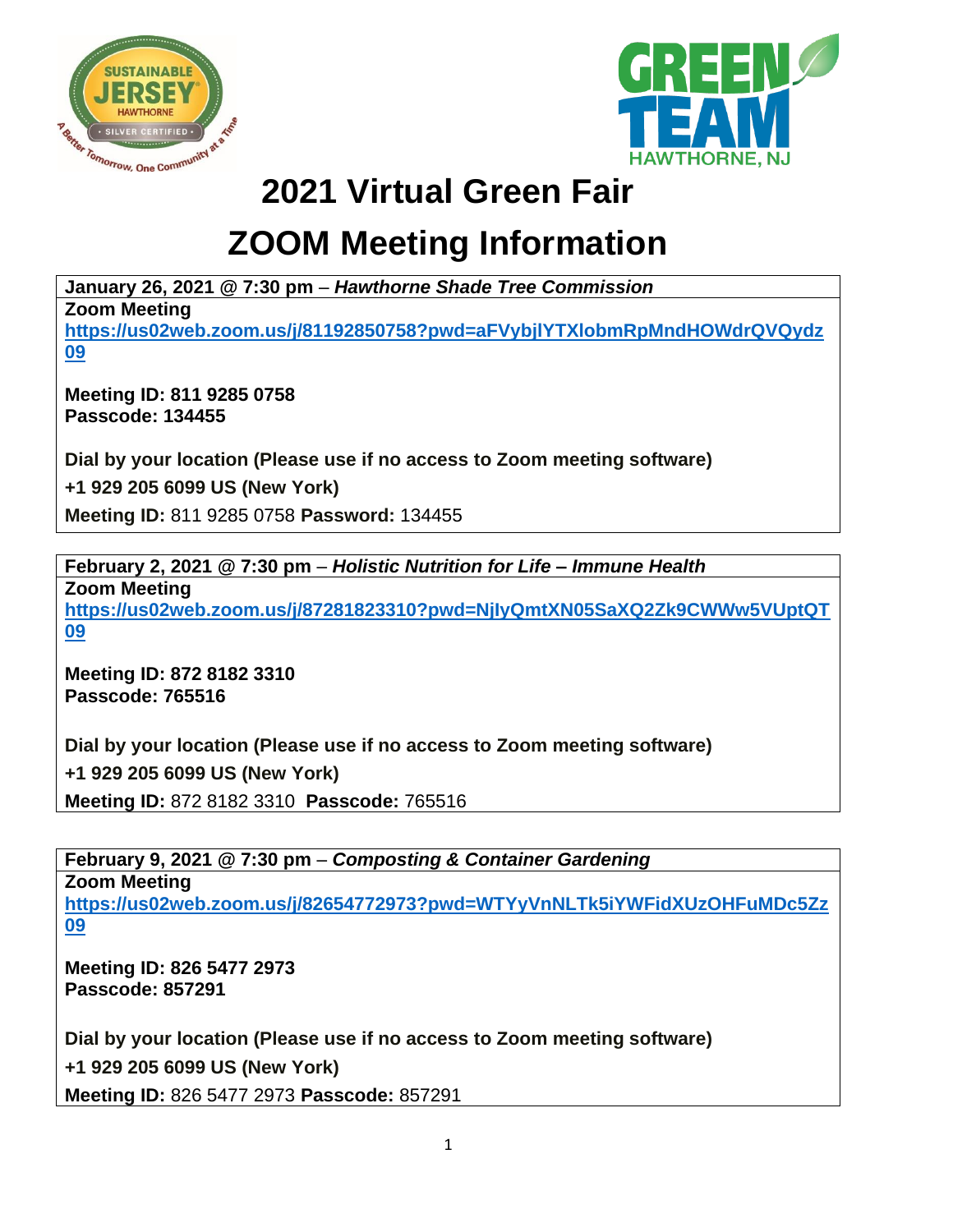# 2021 Virtual Green Fair

# ZOOM Meeting Information

**January 26, 2021 @ 7:30 pm** – ***Hawthorne Shade Tree Commission***

**Zoom Meeting**
**https://us02web.zoom.us/j/81192850758?pwd=aFVybjlYTXlobmRpMndHOWdrQVQydz09**

**Meeting ID: 811 9285 0758**
**Passcode: 134455**

**Dial by your location (Please use if no access to Zoom meeting software)**

**+1 929 205 6099 US (New York)**

**Meeting ID:** 811 9285 0758 **Password:** 134455

---

**February 2, 2021 @ 7:30 pm** – ***Holistic Nutrition for Life – Immune Health***

**Zoom Meeting**
**https://us02web.zoom.us/j/87281823310?pwd=NjlyQmtXN05SaXQ2Zk9CWWw5VUptQT09**

**Meeting ID: 872 8182 3310**
**Passcode: 765516**

**Dial by your location (Please use if no access to Zoom meeting software)**

**+1 929 205 6099 US (New York)**

**Meeting ID:** 872 8182 3310 **Passcode:** 765516

---

**February 9, 2021 @ 7:30 pm** – ***Composting & Container Gardening***

**Zoom Meeting**
**https://us02web.zoom.us/j/82654772973?pwd=WTYyVnNLTk5iYWFidXUzOHFuMDc5Zz09**

**Meeting ID: 826 5477 2973**
**Passcode: 857291**

**Dial by your location (Please use if no access to Zoom meeting software)**

**+1 929 205 6099 US (New York)**

**Meeting ID:** 826 5477 2973 **Passcode:** 857291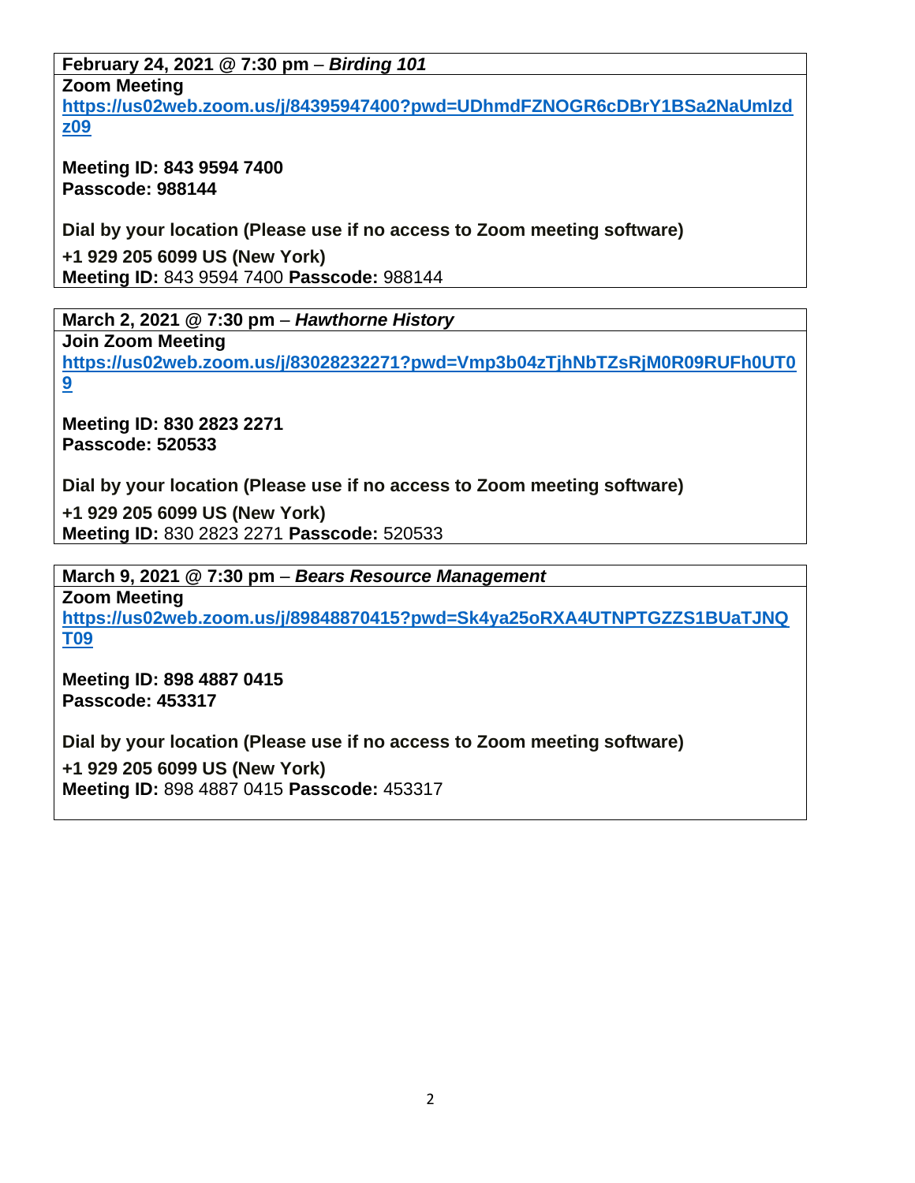**February 24, 2021 @ 7:30 pm** – ***Birding 101***

**Zoom Meeting**
**https://us02web.zoom.us/j/84395947400?pwd=UDhmdFZNOGR6cDBrY1BSa2NaUmIzdz09**

**Meeting ID: 843 9594 7400**
**Passcode: 988144**

**Dial by your location (Please use if no access to Zoom meeting software)**

**+1 929 205 6099 US (New York)**
**Meeting ID:** 843 9594 7400 **Passcode:** 988144

**March 2, 2021 @ 7:30 pm** – ***Hawthorne History***

**Join Zoom Meeting**
**https://us02web.zoom.us/j/83028232271?pwd=Vmp3b04zTjhNbTZsRjM0R09RUFh0UT09**

**Meeting ID: 830 2823 2271**
**Passcode: 520533**

**Dial by your location (Please use if no access to Zoom meeting software)**

**+1 929 205 6099 US (New York)**
**Meeting ID:** 830 2823 2271 **Passcode:** 520533

**March 9, 2021 @ 7:30 pm** – ***Bears Resource Management***

**Zoom Meeting**
**https://us02web.zoom.us/j/89848870415?pwd=Sk4ya25oRXA4UTNPTGZZS1BUaTJNQT09**

**Meeting ID: 898 4887 0415**
**Passcode: 453317**

**Dial by your location (Please use if no access to Zoom meeting software)**

**+1 929 205 6099 US (New York)**
**Meeting ID:** 898 4887 0415 **Passcode:** 453317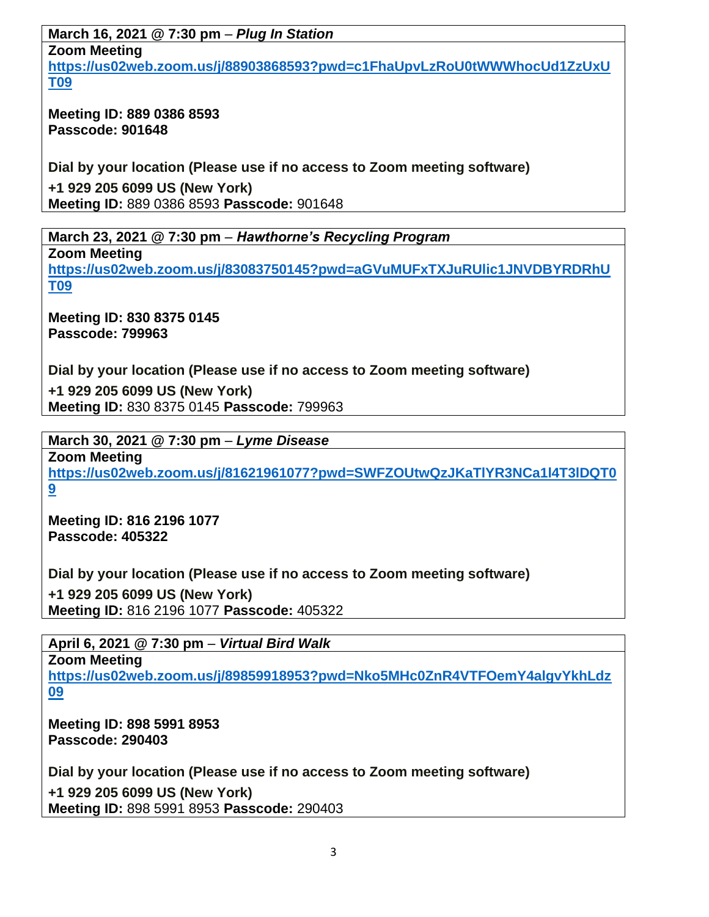**March 16, 2021 @ 7:30 pm** – ***Plug In Station***

**Zoom Meeting**

**https://us02web.zoom.us/j/88903868593?pwd=c1FhaUpvLzRoU0tWWWhocUd1ZzUxUT09**

**Meeting ID: 889 0386 8593**
**Passcode: 901648**

**Dial by your location (Please use if no access to Zoom meeting software)**

**+1 929 205 6099 US (New York)**
**Meeting ID:** 889 0386 8593 **Passcode:** 901648

**March 23, 2021 @ 7:30 pm** – ***Hawthorne's Recycling Program***

**Zoom Meeting**

**https://us02web.zoom.us/j/83083750145?pwd=aGVuMUFxTXJuRUlic1JNVDBYRDRhUT09**

**Meeting ID: 830 8375 0145**
**Passcode: 799963**

**Dial by your location (Please use if no access to Zoom meeting software)**

**+1 929 205 6099 US (New York)**
**Meeting ID:** 830 8375 0145 **Passcode:** 799963

**March 30, 2021 @ 7:30 pm** – ***Lyme Disease***

**Zoom Meeting**

**https://us02web.zoom.us/j/81621961077?pwd=SWFZOUtwQzJKaTlYR3NCa1l4T3lDQT09**

**Meeting ID: 816 2196 1077**
**Passcode: 405322**

**Dial by your location (Please use if no access to Zoom meeting software)**

**+1 929 205 6099 US (New York)**
**Meeting ID:** 816 2196 1077 **Passcode:** 405322

**April 6, 2021 @ 7:30 pm** – ***Virtual Bird Walk***

**Zoom Meeting**

**https://us02web.zoom.us/j/89859918953?pwd=Nko5MHc0ZnR4VTFOemY4algvYkhLdz09**

**Meeting ID: 898 5991 8953**
**Passcode: 290403**

**Dial by your location (Please use if no access to Zoom meeting software)**

**+1 929 205 6099 US (New York)**
**Meeting ID:** 898 5991 8953 **Passcode:** 290403